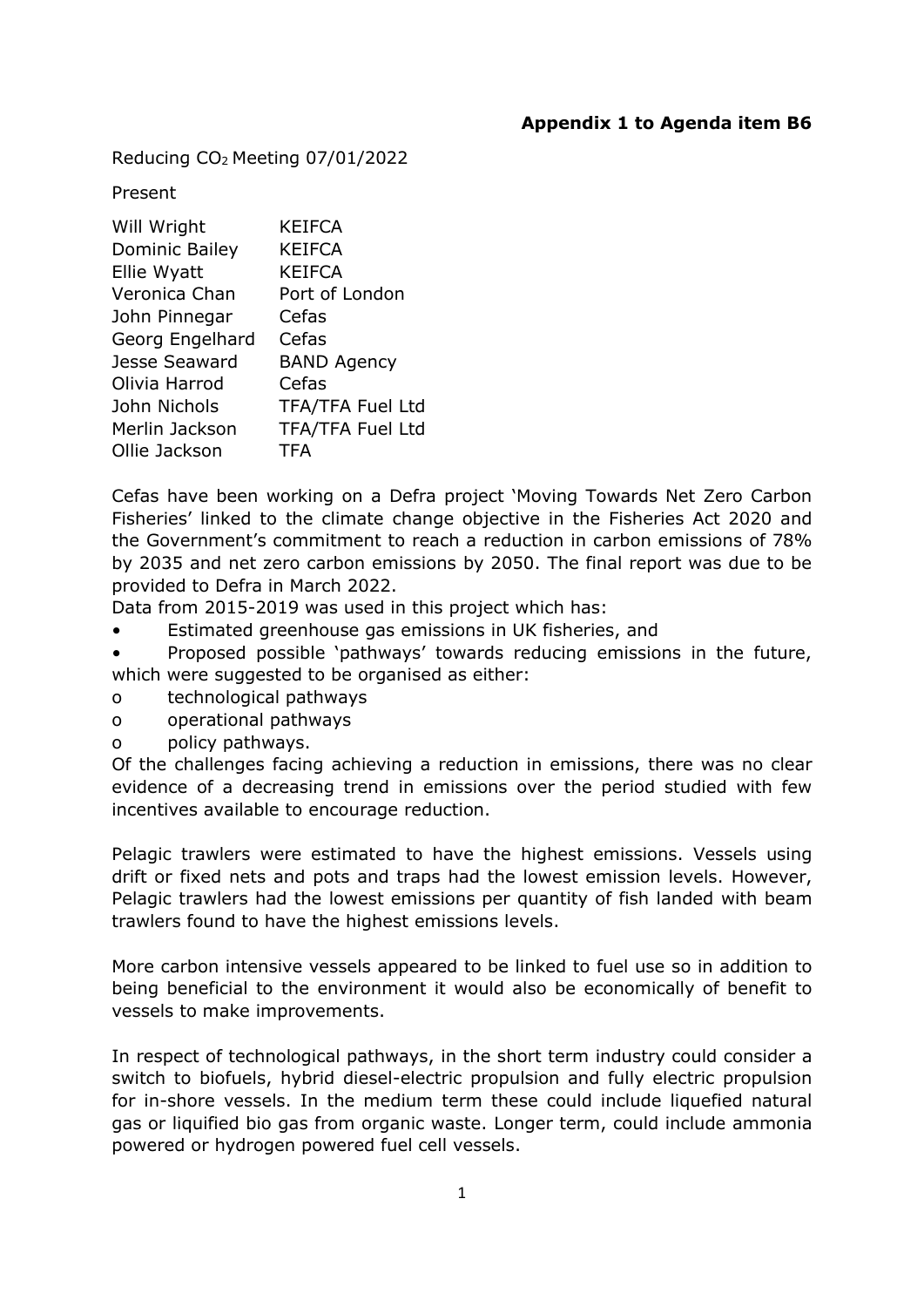**Appendix 1 to Agenda item B6**

Reducing $CO_2$ Meeting 07/01/2022

Present

| | |
|---|---|
| Will Wright | KEIFCA |
| Dominic Bailey | KEIFCA |
| Ellie Wyatt | KEIFCA |
| Veronica Chan | Port of London |
| John Pinnegar | Cefas |
| Georg Engelhard | Cefas |
| Jesse Seaward | BAND Agency |
| Olivia Harrod | Cefas |
| John Nichols | TFA/TFA Fuel Ltd |
| Merlin Jackson | TFA/TFA Fuel Ltd |
| Ollie Jackson | TFA |

Cefas have been working on a Defra project 'Moving Towards Net Zero Carbon Fisheries' linked to the climate change objective in the Fisheries Act 2020 and the Government's commitment to reach a reduction in carbon emissions of 78% by 2035 and net zero carbon emissions by 2050. The final report was due to be provided to Defra in March 2022.

Data from 2015-2019 was used in this project which has:

- Estimated greenhouse gas emissions in UK fisheries, and
- Proposed possible 'pathways' towards reducing emissions in the future, which were suggested to be organised as either:
  - technological pathways
  - operational pathways
  - policy pathways.

Of the challenges facing achieving a reduction in emissions, there was no clear evidence of a decreasing trend in emissions over the period studied with few incentives available to encourage reduction.

Pelagic trawlers were estimated to have the highest emissions. Vessels using drift or fixed nets and pots and traps had the lowest emission levels. However, Pelagic trawlers had the lowest emissions per quantity of fish landed with beam trawlers found to have the highest emissions levels.

More carbon intensive vessels appeared to be linked to fuel use so in addition to being beneficial to the environment it would also be economically of benefit to vessels to make improvements.

In respect of technological pathways, in the short term industry could consider a switch to biofuels, hybrid diesel-electric propulsion and fully electric propulsion for in-shore vessels. In the medium term these could include liquefied natural gas or liquified bio gas from organic waste. Longer term, could include ammonia powered or hydrogen powered fuel cell vessels.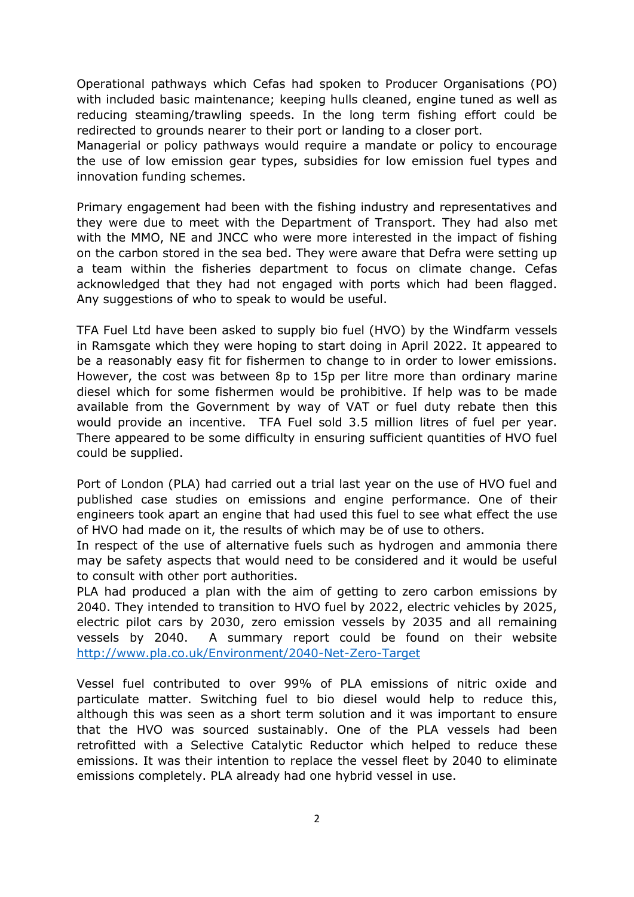Operational pathways which Cefas had spoken to Producer Organisations (PO) with included basic maintenance; keeping hulls cleaned, engine tuned as well as reducing steaming/trawling speeds. In the long term fishing effort could be redirected to grounds nearer to their port or landing to a closer port.
Managerial or policy pathways would require a mandate or policy to encourage the use of low emission gear types, subsidies for low emission fuel types and innovation funding schemes.

Primary engagement had been with the fishing industry and representatives and they were due to meet with the Department of Transport. They had also met with the MMO, NE and JNCC who were more interested in the impact of fishing on the carbon stored in the sea bed. They were aware that Defra were setting up a team within the fisheries department to focus on climate change. Cefas acknowledged that they had not engaged with ports which had been flagged. Any suggestions of who to speak to would be useful.

TFA Fuel Ltd have been asked to supply bio fuel (HVO) by the Windfarm vessels in Ramsgate which they were hoping to start doing in April 2022. It appeared to be a reasonably easy fit for fishermen to change to in order to lower emissions. However, the cost was between 8p to 15p per litre more than ordinary marine diesel which for some fishermen would be prohibitive. If help was to be made available from the Government by way of VAT or fuel duty rebate then this would provide an incentive. TFA Fuel sold 3.5 million litres of fuel per year. There appeared to be some difficulty in ensuring sufficient quantities of HVO fuel could be supplied.

Port of London (PLA) had carried out a trial last year on the use of HVO fuel and published case studies on emissions and engine performance. One of their engineers took apart an engine that had used this fuel to see what effect the use of HVO had made on it, the results of which may be of use to others.
In respect of the use of alternative fuels such as hydrogen and ammonia there may be safety aspects that would need to be considered and it would be useful to consult with other port authorities.
PLA had produced a plan with the aim of getting to zero carbon emissions by 2040. They intended to transition to HVO fuel by 2022, electric vehicles by 2025, electric pilot cars by 2030, zero emission vessels by 2035 and all remaining vessels by 2040. A summary report could be found on their website [http://www.pla.co.uk/Environment/2040-Net-Zero-Target](http://www.pla.co.uk/Environment/2040-Net-Zero-Target)

Vessel fuel contributed to over 99% of PLA emissions of nitric oxide and particulate matter. Switching fuel to bio diesel would help to reduce this, although this was seen as a short term solution and it was important to ensure that the HVO was sourced sustainably. One of the PLA vessels had been retrofitted with a Selective Catalytic Reductor which helped to reduce these emissions. It was their intention to replace the vessel fleet by 2040 to eliminate emissions completely. PLA already had one hybrid vessel in use.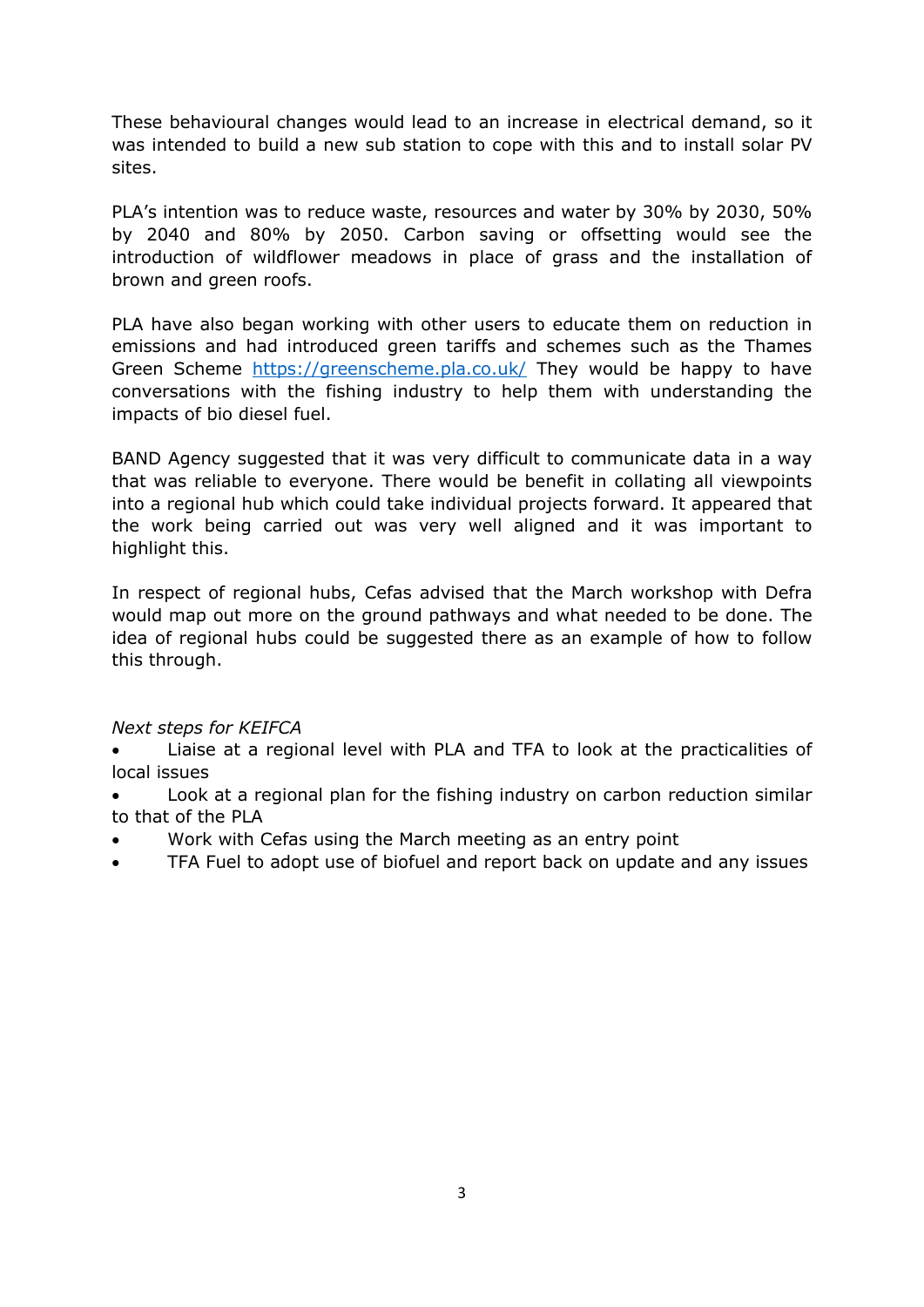These behavioural changes would lead to an increase in electrical demand, so it was intended to build a new sub station to cope with this and to install solar PV sites.

PLA's intention was to reduce waste, resources and water by 30% by 2030, 50% by 2040 and 80% by 2050. Carbon saving or offsetting would see the introduction of wildflower meadows in place of grass and the installation of brown and green roofs.

PLA have also began working with other users to educate them on reduction in emissions and had introduced green tariffs and schemes such as the Thames Green Scheme https://greenscheme.pla.co.uk/ They would be happy to have conversations with the fishing industry to help them with understanding the impacts of bio diesel fuel.

BAND Agency suggested that it was very difficult to communicate data in a way that was reliable to everyone. There would be benefit in collating all viewpoints into a regional hub which could take individual projects forward. It appeared that the work being carried out was very well aligned and it was important to highlight this.

In respect of regional hubs, Cefas advised that the March workshop with Defra would map out more on the ground pathways and what needed to be done. The idea of regional hubs could be suggested there as an example of how to follow this through.

*Next steps for KEIFCA*

- Liaise at a regional level with PLA and TFA to look at the practicalities of local issues
- Look at a regional plan for the fishing industry on carbon reduction similar to that of the PLA
- Work with Cefas using the March meeting as an entry point
- TFA Fuel to adopt use of biofuel and report back on update and any issues